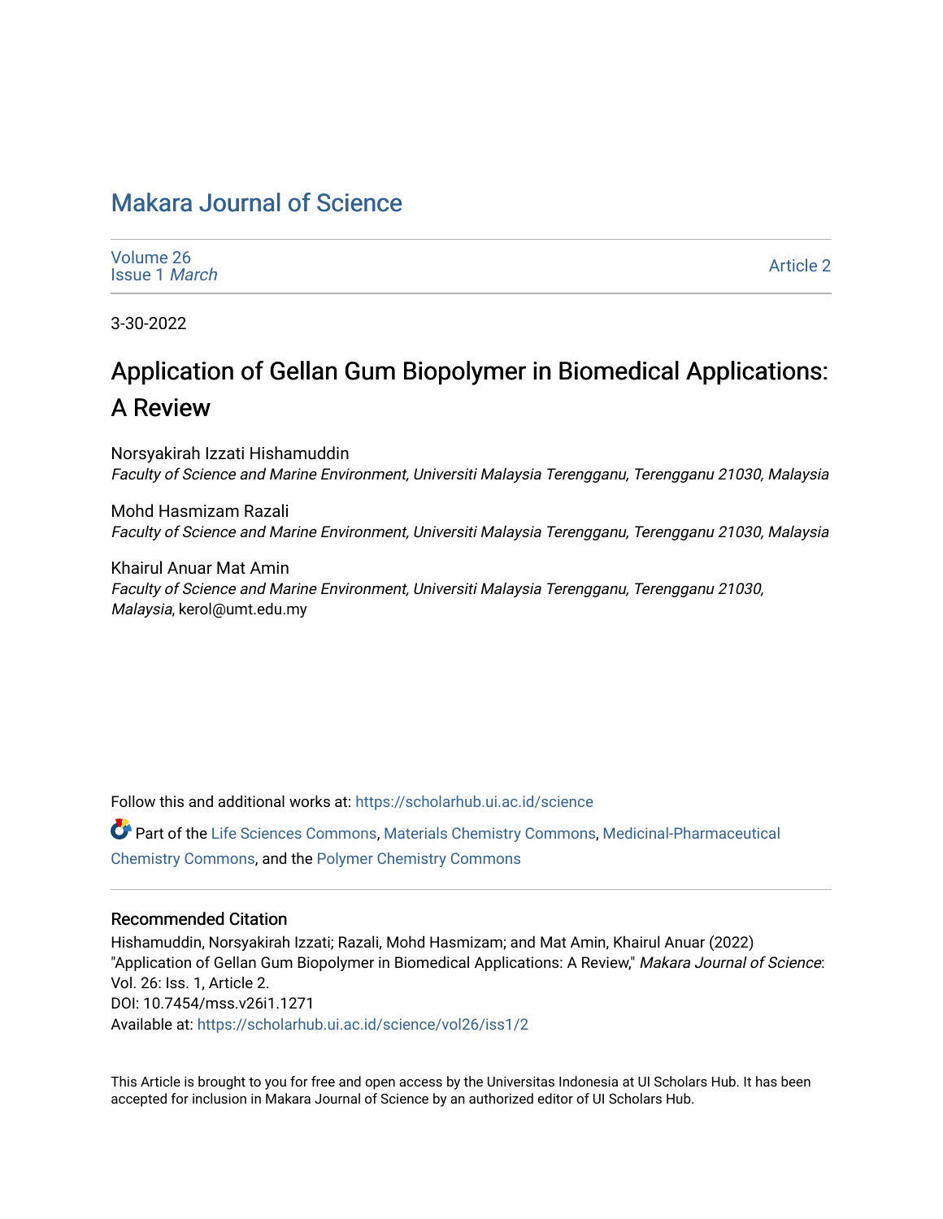# Makara Journal of Science

Volume 26
Issue 1 *March*

Article 2

3-30-2022

## Application of Gellan Gum Biopolymer in Biomedical Applications: A Review

Norsyakirah Izzati Hishamuddin
*Faculty of Science and Marine Environment, Universiti Malaysia Terengganu, Terengganu 21030, Malaysia*

Mohd Hasmizam Razali
*Faculty of Science and Marine Environment, Universiti Malaysia Terengganu, Terengganu 21030, Malaysia*

Khairul Anuar Mat Amin
*Faculty of Science and Marine Environment, Universiti Malaysia Terengganu, Terengganu 21030, Malaysia*, kerol@umt.edu.my

Follow this and additional works at: https://scholarhub.ui.ac.id/science

Part of the Life Sciences Commons, Materials Chemistry Commons, Medicinal-Pharmaceutical Chemistry Commons, and the Polymer Chemistry Commons

### Recommended Citation

Hishamuddin, Norsyakirah Izzati; Razali, Mohd Hasmizam; and Mat Amin, Khairul Anuar (2022) "Application of Gellan Gum Biopolymer in Biomedical Applications: A Review," *Makara Journal of Science*: Vol. 26: Iss. 1, Article 2.
DOI: 10.7454/mss.v26i1.1271
Available at: https://scholarhub.ui.ac.id/science/vol26/iss1/2

This Article is brought to you for free and open access by the Universitas Indonesia at UI Scholars Hub. It has been accepted for inclusion in Makara Journal of Science by an authorized editor of UI Scholars Hub.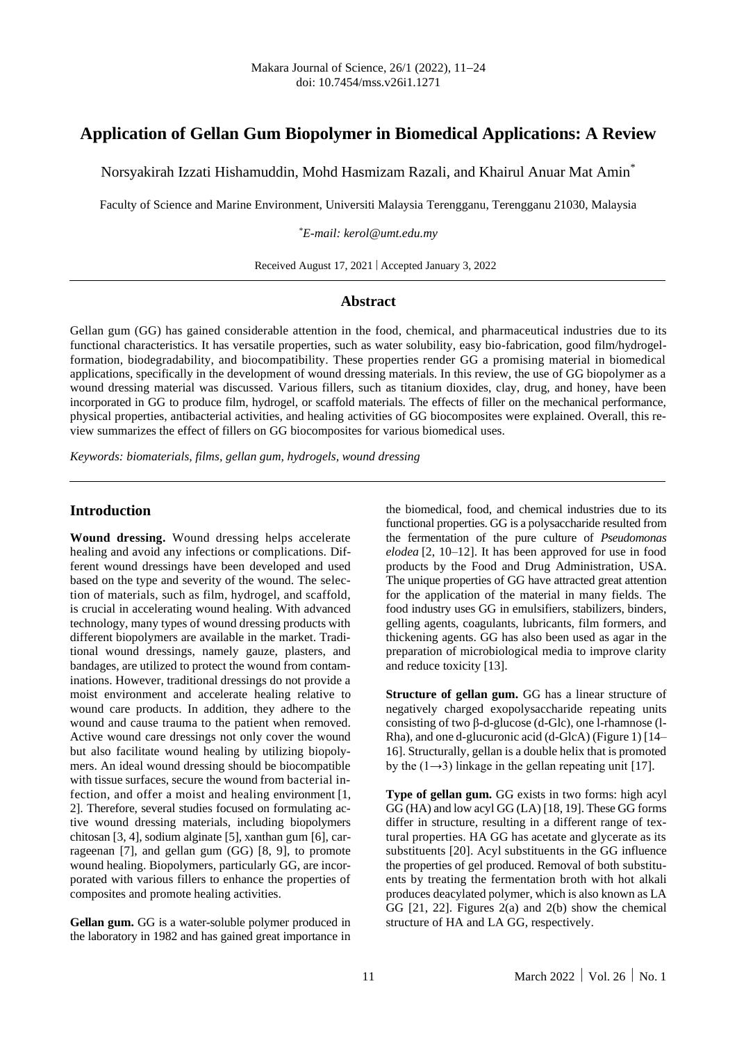# Application of Gellan Gum Biopolymer in Biomedical Applications: A Review

Norsyakirah Izzati Hishamuddin, Mohd Hasmizam Razali, and Khairul Anuar Mat Amin*

Faculty of Science and Marine Environment, Universiti Malaysia Terengganu, Terengganu 21030, Malaysia

**E-mail: kerol@umt.edu.my*

Received August 17, 2021 | Accepted January 3, 2022

## Abstract

Gellan gum (GG) has gained considerable attention in the food, chemical, and pharmaceutical industries due to its functional characteristics. It has versatile properties, such as water solubility, easy bio-fabrication, good film/hydrogel-formation, biodegradability, and biocompatibility. These properties render GG a promising material in biomedical applications, specifically in the development of wound dressing materials. In this review, the use of GG biopolymer as a wound dressing material was discussed. Various fillers, such as titanium dioxides, clay, drug, and honey, have been incorporated in GG to produce film, hydrogel, or scaffold materials. The effects of filler on the mechanical performance, physical properties, antibacterial activities, and healing activities of GG biocomposites were explained. Overall, this review summarizes the effect of fillers on GG biocomposites for various biomedical uses.

*Keywords: biomaterials, films, gellan gum, hydrogels, wound dressing*

## Introduction

**Wound dressing.** Wound dressing helps accelerate healing and avoid any infections or complications. Different wound dressings have been developed and used based on the type and severity of the wound. The selection of materials, such as film, hydrogel, and scaffold, is crucial in accelerating wound healing. With advanced technology, many types of wound dressing products with different biopolymers are available in the market. Traditional wound dressings, namely gauze, plasters, and bandages, are utilized to protect the wound from contaminations. However, traditional dressings do not provide a moist environment and accelerate healing relative to wound care products. In addition, they adhere to the wound and cause trauma to the patient when removed. Active wound care dressings not only cover the wound but also facilitate wound healing by utilizing biopolymers. An ideal wound dressing should be biocompatible with tissue surfaces, secure the wound from bacterial infection, and offer a moist and healing environment [1, 2]. Therefore, several studies focused on formulating active wound dressing materials, including biopolymers chitosan [3, 4], sodium alginate [5], xanthan gum [6], carrageenan [7], and gellan gum (GG) [8, 9], to promote wound healing. Biopolymers, particularly GG, are incorporated with various fillers to enhance the properties of composites and promote healing activities.

**Gellan gum.** GG is a water-soluble polymer produced in the laboratory in 1982 and has gained great importance in the biomedical, food, and chemical industries due to its functional properties. GG is a polysaccharide resulted from the fermentation of the pure culture of *Pseudomonas elodea* [2, 10–12]. It has been approved for use in food products by the Food and Drug Administration, USA. The unique properties of GG have attracted great attention for the application of the material in many fields. The food industry uses GG in emulsifiers, stabilizers, binders, gelling agents, coagulants, lubricants, film formers, and thickening agents. GG has also been used as agar in the preparation of microbiological media to improve clarity and reduce toxicity [13].

**Structure of gellan gum.** GG has a linear structure of negatively charged exopolysaccharide repeating units consisting of two β-d-glucose (d-Glc), one l-rhamnose (l-Rha), and one d-glucuronic acid (d-GlcA) (Figure 1) [14–16]. Structurally, gellan is a double helix that is promoted by the $(1\rightarrow3)$ linkage in the gellan repeating unit [17].

**Type of gellan gum.** GG exists in two forms: high acyl GG (HA) and low acyl GG (LA) [18, 19]. These GG forms differ in structure, resulting in a different range of textural properties. HA GG has acetate and glycerate as its substituents [20]. Acyl substituents in the GG influence the properties of gel produced. Removal of both substituents by treating the fermentation broth with hot alkali produces deacylated polymer, which is also known as LA GG [21, 22]. Figures 2(a) and 2(b) show the chemical structure of HA and LA GG, respectively.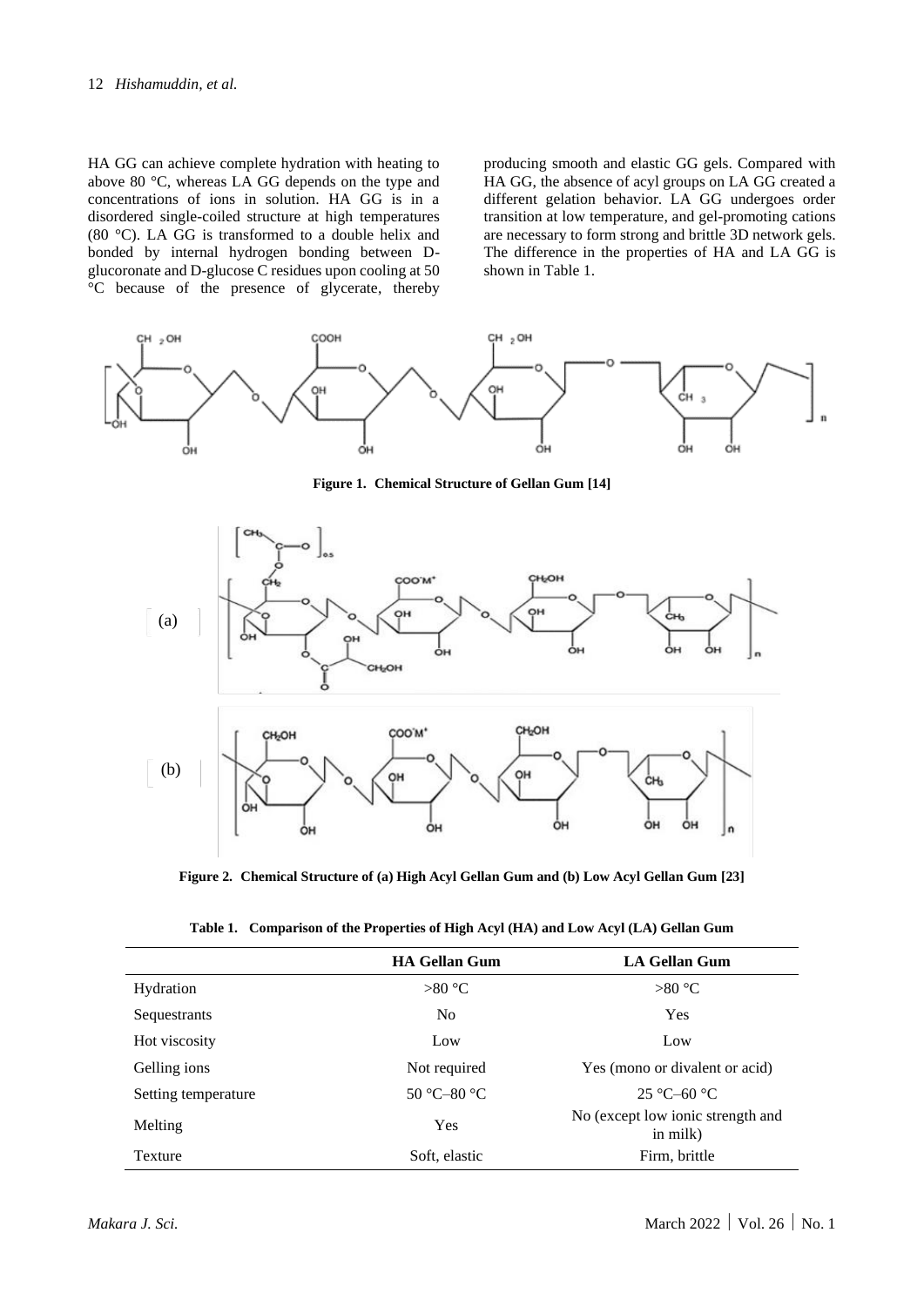HA GG can achieve complete hydration with heating to above 80 °C, whereas LA GG depends on the type and concentrations of ions in solution. HA GG is in a disordered single-coiled structure at high temperatures (80 °C). LA GG is transformed to a double helix and bonded by internal hydrogen bonding between D-glucoronate and D-glucose C residues upon cooling at 50 °C because of the presence of glycerate, thereby producing smooth and elastic GG gels. Compared with HA GG, the absence of acyl groups on LA GG created a different gelation behavior. LA GG undergoes order transition at low temperature, and gel-promoting cations are necessary to form strong and brittle 3D network gels. The difference in the properties of HA and LA GG is shown in Table 1.

**Figure 1. Chemical Structure of Gellan Gum [14]**

**Figure 2. Chemical Structure of (a) High Acyl Gellan Gum and (b) Low Acyl Gellan Gum [23]**

**Table 1. Comparison of the Properties of High Acyl (HA) and Low Acyl (LA) Gellan Gum**

| | HA Gellan Gum | LA Gellan Gum |
|---|---|---|
| Hydration | >80 °C | >80 °C |
| Sequestrants | No | Yes |
| Hot viscosity | Low | Low |
| Gelling ions | Not required | Yes (mono or divalent or acid) |
| Setting temperature | 50 °C–80 °C | 25 °C–60 °C |
| Melting | Yes | No (except low ionic strength and in milk) |
| Texture | Soft, elastic | Firm, brittle |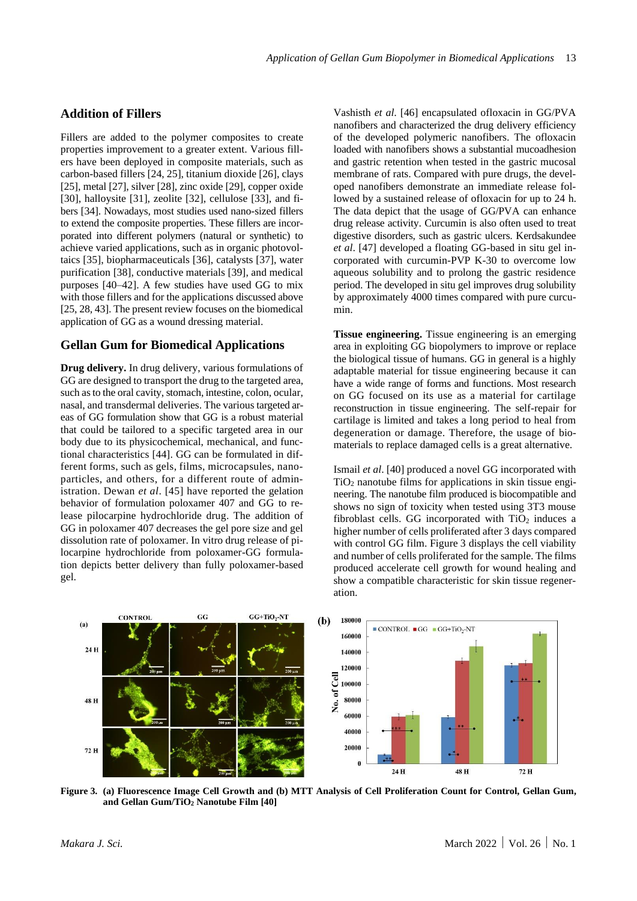## Addition of Fillers

Fillers are added to the polymer composites to create properties improvement to a greater extent. Various fillers have been deployed in composite materials, such as carbon-based fillers [24, 25], titanium dioxide [26], clays [25], metal [27], silver [28], zinc oxide [29], copper oxide [30], halloysite [31], zeolite [32], cellulose [33], and fibers [34]. Nowadays, most studies used nano-sized fillers to extend the composite properties. These fillers are incorporated into different polymers (natural or synthetic) to achieve varied applications, such as in organic photovoltaics [35], biopharmaceuticals [36], catalysts [37], water purification [38], conductive materials [39], and medical purposes [40–42]. A few studies have used GG to mix with those fillers and for the applications discussed above [25, 28, 43]. The present review focuses on the biomedical application of GG as a wound dressing material.

## Gellan Gum for Biomedical Applications

**Drug delivery.** In drug delivery, various formulations of GG are designed to transport the drug to the targeted area, such as to the oral cavity, stomach, intestine, colon, ocular, nasal, and transdermal deliveries. The various targeted areas of GG formulation show that GG is a robust material that could be tailored to a specific targeted area in our body due to its physicochemical, mechanical, and functional characteristics [44]. GG can be formulated in different forms, such as gels, films, microcapsules, nanoparticles, and others, for a different route of administration. Dewan *et al*. [45] have reported the gelation behavior of formulation poloxamer 407 and GG to release pilocarpine hydrochloride drug. The addition of GG in poloxamer 407 decreases the gel pore size and gel dissolution rate of poloxamer. In vitro drug release of pilocarpine hydrochloride from poloxamer-GG formulation depicts better delivery than fully poloxamer-based gel.

Vashisth *et al*. [46] encapsulated ofloxacin in GG/PVA nanofibers and characterized the drug delivery efficiency of the developed polymeric nanofibers. The ofloxacin loaded with nanofibers shows a substantial mucoadhesion and gastric retention when tested in the gastric mucosal membrane of rats. Compared with pure drugs, the developed nanofibers demonstrate an immediate release followed by a sustained release of ofloxacin for up to 24 h. The data depict that the usage of GG/PVA can enhance drug release activity. Curcumin is also often used to treat digestive disorders, such as gastric ulcers. Kerdsakundee *et al*. [47] developed a floating GG-based in situ gel incorporated with curcumin-PVP K-30 to overcome low aqueous solubility and to prolong the gastric residence period. The developed in situ gel improves drug solubility by approximately 4000 times compared with pure curcumin.

**Tissue engineering.** Tissue engineering is an emerging area in exploiting GG biopolymers to improve or replace the biological tissue of humans. GG in general is a highly adaptable material for tissue engineering because it can have a wide range of forms and functions. Most research on GG focused on its use as a material for cartilage reconstruction in tissue engineering. The self-repair for cartilage is limited and takes a long period to heal from degeneration or damage. Therefore, the usage of biomaterials to replace damaged cells is a great alternative.

Ismail *et al*. [40] produced a novel GG incorporated with $TiO_2$ nanotube films for applications in skin tissue engineering. The nanotube film produced is biocompatible and shows no sign of toxicity when tested using 3T3 mouse fibroblast cells. GG incorporated with $TiO_2$ induces a higher number of cells proliferated after 3 days compared with control GG film. Figure 3 displays the cell viability and number of cells proliferated for the sample. The films produced accelerate cell growth for wound healing and show a compatible characteristic for skin tissue regeneration.

**Figure 3. (a) Fluorescence Image Cell Growth and (b) MTT Analysis of Cell Proliferation Count for Control, Gellan Gum, and Gellan Gum/$TiO_2$ Nanotube Film [40]**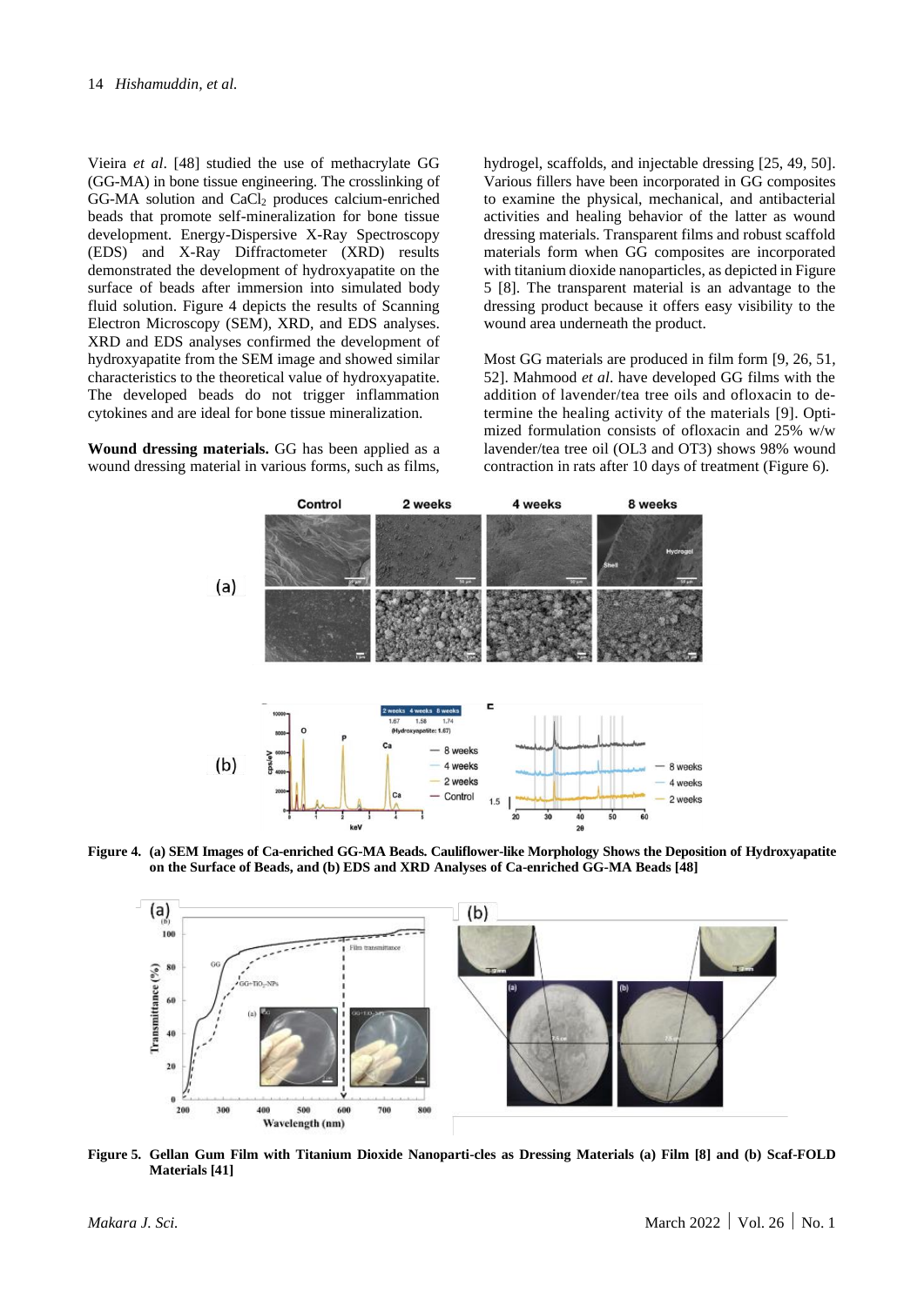Vieira *et al*. [48] studied the use of methacrylate GG (GG-MA) in bone tissue engineering. The crosslinking of GG-MA solution and $CaCl_2$ produces calcium-enriched beads that promote self-mineralization for bone tissue development. Energy-Dispersive X-Ray Spectroscopy (EDS) and X-Ray Diffractometer (XRD) results demonstrated the development of hydroxyapatite on the surface of beads after immersion into simulated body fluid solution. Figure 4 depicts the results of Scanning Electron Microscopy (SEM), XRD, and EDS analyses. XRD and EDS analyses confirmed the development of hydroxyapatite from the SEM image and showed similar characteristics to the theoretical value of hydroxyapatite. The developed beads do not trigger inflammation cytokines and are ideal for bone tissue mineralization.

**Wound dressing materials.** GG has been applied as a wound dressing material in various forms, such as films, hydrogel, scaffolds, and injectable dressing [25, 49, 50]. Various fillers have been incorporated in GG composites to examine the physical, mechanical, and antibacterial activities and healing behavior of the latter as wound dressing materials. Transparent films and robust scaffold materials form when GG composites are incorporated with titanium dioxide nanoparticles, as depicted in Figure 5 [8]. The transparent material is an advantage to the dressing product because it offers easy visibility to the wound area underneath the product.

Most GG materials are produced in film form [9, 26, 51, 52]. Mahmood *et al*. have developed GG films with the addition of lavender/tea tree oils and ofloxacin to determine the healing activity of the materials [9]. Optimized formulation consists of ofloxacin and 25% w/w lavender/tea tree oil (OL3 and OT3) shows 98% wound contraction in rats after 10 days of treatment (Figure 6).

**Figure 4. (a) SEM Images of Ca-enriched GG-MA Beads. Cauliflower-like Morphology Shows the Deposition of Hydroxyapatite on the Surface of Beads, and (b) EDS and XRD Analyses of Ca-enriched GG-MA Beads [48]**

**Figure 5. Gellan Gum Film with Titanium Dioxide Nanoparti-cles as Dressing Materials (a) Film [8] and (b) Scaf-FOLD Materials [41]**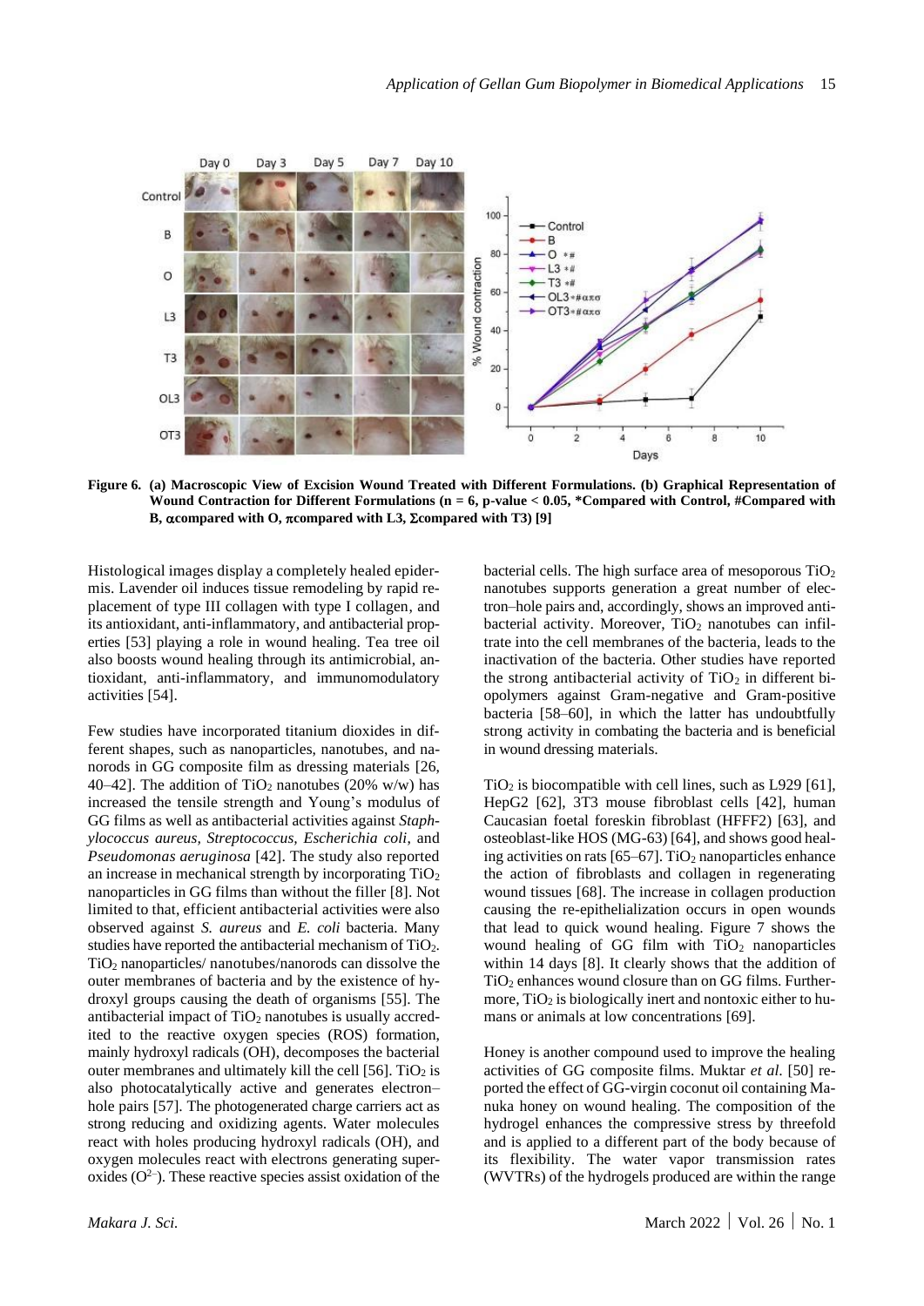Figure 6. (a) Macroscopic View of Excision Wound Treated with Different Formulations. (b) Graphical Representation of Wound Contraction for Different Formulations (n = 6, p-value < 0.05, *Compared with Control, #Compared with B, $\alpha$compared with O, $\pi$compared with L3, $\Sigma$compared with T3) [9]

Histological images display a completely healed epidermis. Lavender oil induces tissue remodeling by rapid replacement of type III collagen with type I collagen, and its antioxidant, anti-inflammatory, and antibacterial properties [53] playing a role in wound healing. Tea tree oil also boosts wound healing through its antimicrobial, antioxidant, anti-inflammatory, and immunomodulatory activities [54].

Few studies have incorporated titanium dioxides in different shapes, such as nanoparticles, nanotubes, and nanorods in GG composite film as dressing materials [26, 40–42]. The addition of $TiO_2$ nanotubes (20% w/w) has increased the tensile strength and Young's modulus of GG films as well as antibacterial activities against *Staphylococcus aureus*, *Streptococcus*, *Escherichia coli*, and *Pseudomonas aeruginosa* [42]. The study also reported an increase in mechanical strength by incorporating $TiO_2$ nanoparticles in GG films than without the filler [8]. Not limited to that, efficient antibacterial activities were also observed against *S. aureus* and *E. coli* bacteria. Many studies have reported the antibacterial mechanism of $TiO_2$. $TiO_2$ nanoparticles/ nanotubes/nanorods can dissolve the outer membranes of bacteria and by the existence of hydroxyl groups causing the death of organisms [55]. The antibacterial impact of $TiO_2$ nanotubes is usually accredited to the reactive oxygen species (ROS) formation, mainly hydroxyl radicals (OH), decomposes the bacterial outer membranes and ultimately kill the cell [56]. $TiO_2$ is also photocatalytically active and generates electron–hole pairs [57]. The photogenerated charge carriers act as strong reducing and oxidizing agents. Water molecules react with holes producing hydroxyl radicals (OH), and oxygen molecules react with electrons generating superoxides ($O^{2-}$). These reactive species assist oxidation of the bacterial cells. The high surface area of mesoporous $TiO_2$ nanotubes supports generation a great number of electron–hole pairs and, accordingly, shows an improved antibacterial activity. Moreover, $TiO_2$ nanotubes can infiltrate into the cell membranes of the bacteria, leads to the inactivation of the bacteria. Other studies have reported the strong antibacterial activity of $TiO_2$ in different biopolymers against Gram-negative and Gram-positive bacteria [58–60], in which the latter has undoubtfully strong activity in combating the bacteria and is beneficial in wound dressing materials.

$TiO_2$ is biocompatible with cell lines, such as L929 [61], HepG2 [62], 3T3 mouse fibroblast cells [42], human Caucasian foetal foreskin fibroblast (HFFF2) [63], and osteoblast-like HOS (MG-63) [64], and shows good healing activities on rats [65–67]. $TiO_2$ nanoparticles enhance the action of fibroblasts and collagen in regenerating wound tissues [68]. The increase in collagen production causing the re-epithelialization occurs in open wounds that lead to quick wound healing. Figure 7 shows the wound healing of GG film with $TiO_2$ nanoparticles within 14 days [8]. It clearly shows that the addition of $TiO_2$ enhances wound closure than on GG films. Furthermore, $TiO_2$ is biologically inert and nontoxic either to humans or animals at low concentrations [69].

Honey is another compound used to improve the healing activities of GG composite films. Muktar *et al*. [50] reported the effect of GG-virgin coconut oil containing Manuka honey on wound healing. The composition of the hydrogel enhances the compressive stress by threefold and is applied to a different part of the body because of its flexibility. The water vapor transmission rates (WVTRs) of the hydrogels produced are within the range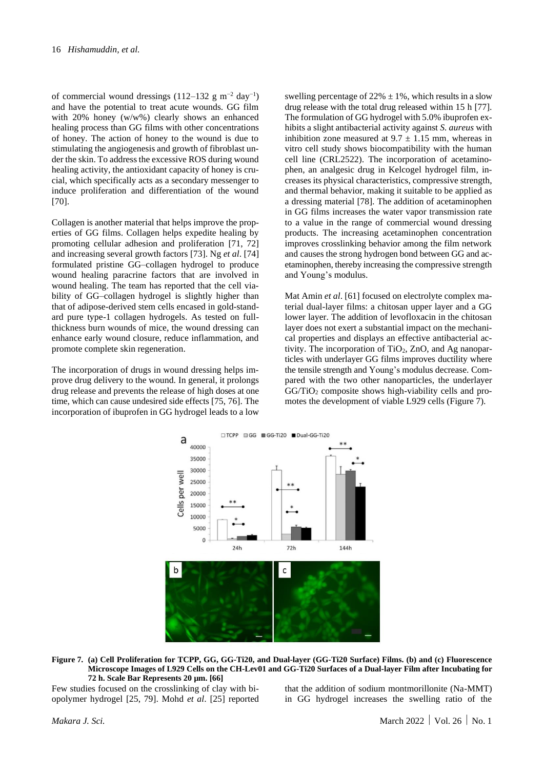of commercial wound dressings (112–132 g $m^{-2}$ $day^{-1}$) and have the potential to treat acute wounds. GG film with 20% honey (w/w%) clearly shows an enhanced healing process than GG films with other concentrations of honey. The action of honey to the wound is due to stimulating the angiogenesis and growth of fibroblast under the skin. To address the excessive ROS during wound healing activity, the antioxidant capacity of honey is crucial, which specifically acts as a secondary messenger to induce proliferation and differentiation of the wound [70].

Collagen is another material that helps improve the properties of GG films. Collagen helps expedite healing by promoting cellular adhesion and proliferation [71, 72] and increasing several growth factors [73]. Ng *et al*. [74] formulated pristine GG–collagen hydrogel to produce wound healing paracrine factors that are involved in wound healing. The team has reported that the cell viability of GG–collagen hydrogel is slightly higher than that of adipose-derived stem cells encased in gold-standard pure type-1 collagen hydrogels. As tested on full-thickness burn wounds of mice, the wound dressing can enhance early wound closure, reduce inflammation, and promote complete skin regeneration.

The incorporation of drugs in wound dressing helps improve drug delivery to the wound. In general, it prolongs drug release and prevents the release of high doses at one time, which can cause undesired side effects [75, 76]. The incorporation of ibuprofen in GG hydrogel leads to a low swelling percentage of 22% ± 1%, which results in a slow drug release with the total drug released within 15 h [77]. The formulation of GG hydrogel with 5.0% ibuprofen exhibits a slight antibacterial activity against *S. aureus* with inhibition zone measured at 9.7 ± 1.15 mm, whereas in vitro cell study shows biocompatibility with the human cell line (CRL2522). The incorporation of acetaminophen, an analgesic drug in Kelcogel hydrogel film, increases its physical characteristics, compressive strength, and thermal behavior, making it suitable to be applied as a dressing material [78]. The addition of acetaminophen in GG films increases the water vapor transmission rate to a value in the range of commercial wound dressing products. The increasing acetaminophen concentration improves crosslinking behavior among the film network and causes the strong hydrogen bond between GG and acetaminophen, thereby increasing the compressive strength and Young's modulus.

Mat Amin *et al*. [61] focused on electrolyte complex material dual-layer films: a chitosan upper layer and a GG lower layer. The addition of levofloxacin in the chitosan layer does not exert a substantial impact on the mechanical properties and displays an effective antibacterial activity. The incorporation of $TiO_2$, ZnO, and Ag nanoparticles with underlayer GG films improves ductility where the tensile strength and Young's modulus decrease. Compared with the two other nanoparticles, the underlayer GG/$TiO_2$ composite shows high-viability cells and promotes the development of viable L929 cells (Figure 7).

**Figure 7. (a) Cell Proliferation for TCPP, GG, GG-Ti20, and Dual-layer (GG-Ti20 Surface) Films. (b) and (c) Fluorescence Microscope Images of L929 Cells on the CH-Lev01 and GG-Ti20 Surfaces of a Dual-layer Film after Incubating for 72 h. Scale Bar Represents 20 µm. [66]**

Few studies focused on the crosslinking of clay with biopolymer hydrogel [25, 79]. Mohd *et al*. [25] reported that the addition of sodium montmorillonite (Na-MMT) in GG hydrogel increases the swelling ratio of the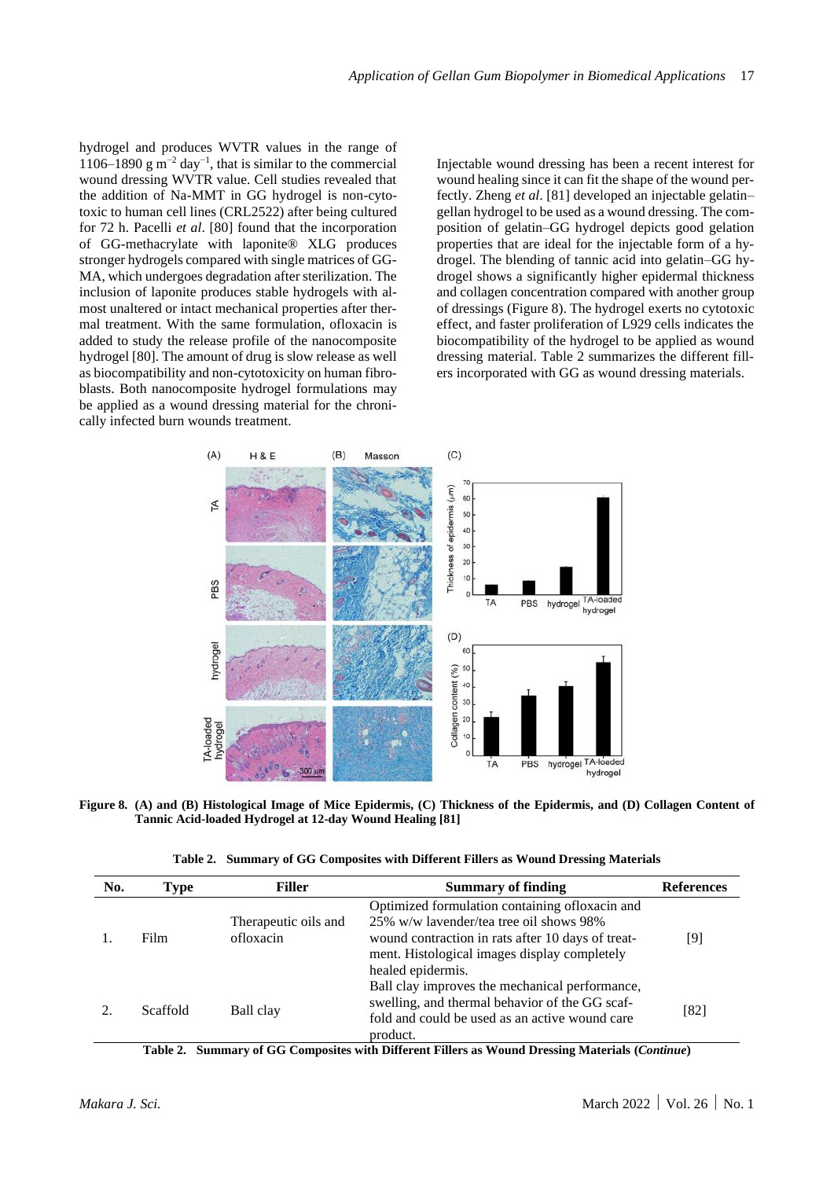hydrogel and produces WVTR values in the range of 1106–1890 g m$^{-2}$ day$^{-1}$, that is similar to the commercial wound dressing WVTR value. Cell studies revealed that the addition of Na-MMT in GG hydrogel is non-cytotoxic to human cell lines (CRL2522) after being cultured for 72 h. Pacelli *et al*. [80] found that the incorporation of GG-methacrylate with laponite® XLG produces stronger hydrogels compared with single matrices of GG-MA, which undergoes degradation after sterilization. The inclusion of laponite produces stable hydrogels with almost unaltered or intact mechanical properties after thermal treatment. With the same formulation, ofloxacin is added to study the release profile of the nanocomposite hydrogel [80]. The amount of drug is slow release as well as biocompatibility and non-cytotoxicity on human fibroblasts. Both nanocomposite hydrogel formulations may be applied as a wound dressing material for the chronically infected burn wounds treatment.

Injectable wound dressing has been a recent interest for wound healing since it can fit the shape of the wound perfectly. Zheng *et al*. [81] developed an injectable gelatin–gellan hydrogel to be used as a wound dressing. The composition of gelatin–GG hydrogel depicts good gelation properties that are ideal for the injectable form of a hydrogel. The blending of tannic acid into gelatin–GG hydrogel shows a significantly higher epidermal thickness and collagen concentration compared with another group of dressings (Figure 8). The hydrogel exerts no cytotoxic effect, and faster proliferation of L929 cells indicates the biocompatibility of the hydrogel to be applied as wound dressing material. Table 2 summarizes the different fillers incorporated with GG as wound dressing materials.

**Figure 8. (A) and (B) Histological Image of Mice Epidermis, (C) Thickness of the Epidermis, and (D) Collagen Content of Tannic Acid-loaded Hydrogel at 12-day Wound Healing [81]**

**Table 2. Summary of GG Composites with Different Fillers as Wound Dressing Materials**

| No. | Type | Filler | Summary of finding | References |
|---|---|---|---|---|
| 1. | Film | Therapeutic oils and ofloxacin | Optimized formulation containing ofloxacin and 25% w/w lavender/tea tree oil shows 98% wound contraction in rats after 10 days of treatment. Histological images display completely healed epidermis. | [9] |
| 2. | Scaffold | Ball clay | Ball clay improves the mechanical performance, swelling, and thermal behavior of the GG scaffold and could be used as an active wound care product. | [82] |

**Table 2. Summary of GG Composites with Different Fillers as Wound Dressing Materials (*Continue*)**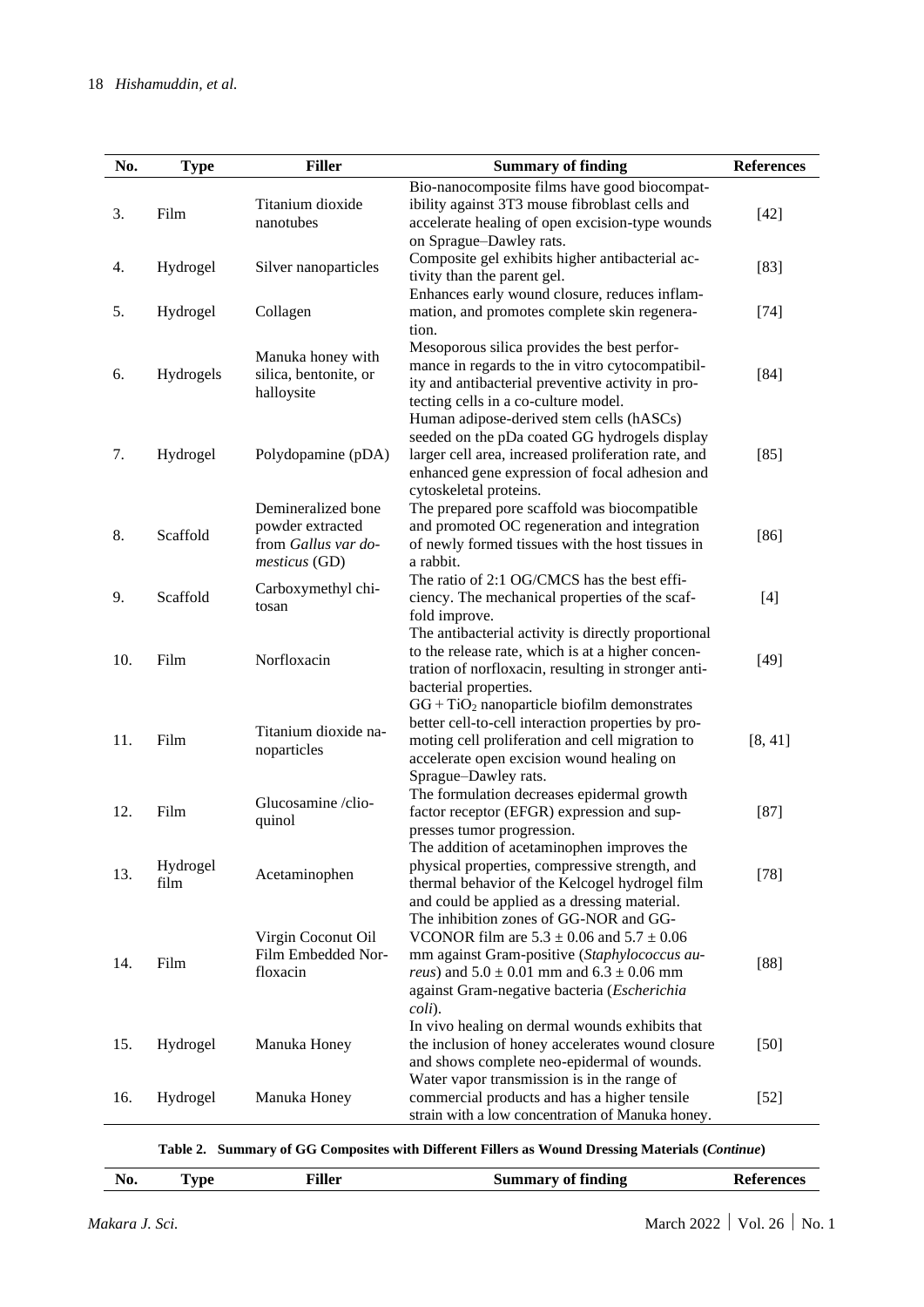| No. | Type | Filler | Summary of finding | References |
|---|---|---|---|---|
| 3. | Film | Titanium dioxide nanotubes | Bio-nanocomposite films have good biocompatibility against 3T3 mouse fibroblast cells and accelerate healing of open excision-type wounds on Sprague–Dawley rats. | [42] |
| 4. | Hydrogel | Silver nanoparticles | Composite gel exhibits higher antibacterial activity than the parent gel. | [83] |
| 5. | Hydrogel | Collagen | Enhances early wound closure, reduces inflammation, and promotes complete skin regeneration. | [74] |
| 6. | Hydrogels | Manuka honey with silica, bentonite, or halloysite | Mesoporous silica provides the best performance in regards to the in vitro cytocompatibility and antibacterial preventive activity in protecting cells in a co-culture model. | [84] |
| 7. | Hydrogel | Polydopamine (pDA) | Human adipose-derived stem cells (hASCs) seeded on the pDa coated GG hydrogels display larger cell area, increased proliferation rate, and enhanced gene expression of focal adhesion and cytoskeletal proteins. | [85] |
| 8. | Scaffold | Demineralized bone powder extracted from *Gallus var domesticus* (GD) | The prepared pore scaffold was biocompatible and promoted OC regeneration and integration of newly formed tissues with the host tissues in a rabbit. | [86] |
| 9. | Scaffold | Carboxymethyl chitosan | The ratio of 2:1 OG/CMCS has the best efficiency. The mechanical properties of the scaffold improve. | [4] |
| 10. | Film | Norfloxacin | The antibacterial activity is directly proportional to the release rate, which is at a higher concentration of norfloxacin, resulting in stronger antibacterial properties. | [49] |
| 11. | Film | Titanium dioxide nanoparticles | GG + $TiO_2$ nanoparticle biofilm demonstrates better cell-to-cell interaction properties by promoting cell proliferation and cell migration to accelerate open excision wound healing on Sprague–Dawley rats. | [8, 41] |
| 12. | Film | Glucosamine /clioquinol | The formulation decreases epidermal growth factor receptor (EFGR) expression and suppresses tumor progression. | [87] |
| 13. | Hydrogel film | Acetaminophen | The addition of acetaminophen improves the physical properties, compressive strength, and thermal behavior of the Kelcogel hydrogel film and could be applied as a dressing material. | [78] |
| 14. | Film | Virgin Coconut Oil Film Embedded Norfloxacin | The inhibition zones of GG-NOR and GG-VCONOR film are $5.3 \pm 0.06$ and $5.7 \pm 0.06$ mm against Gram-positive (*Staphylococcus aureus*) and $5.0 \pm 0.01$ mm and $6.3 \pm 0.06$ mm against Gram-negative bacteria (*Escherichia coli*). | [88] |
| 15. | Hydrogel | Manuka Honey | In vivo healing on dermal wounds exhibits that the inclusion of honey accelerates wound closure and shows complete neo-epidermal of wounds. | [50] |
| 16. | Hydrogel | Manuka Honey | Water vapor transmission is in the range of commercial products and has a higher tensile strain with a low concentration of Manuka honey. | [52] |

**Table 2. Summary of GG Composites with Different Fillers as Wound Dressing Materials (*Continue*)**

| No. | Type | Filler | Summary of finding | References |
|---|---|---|---|---|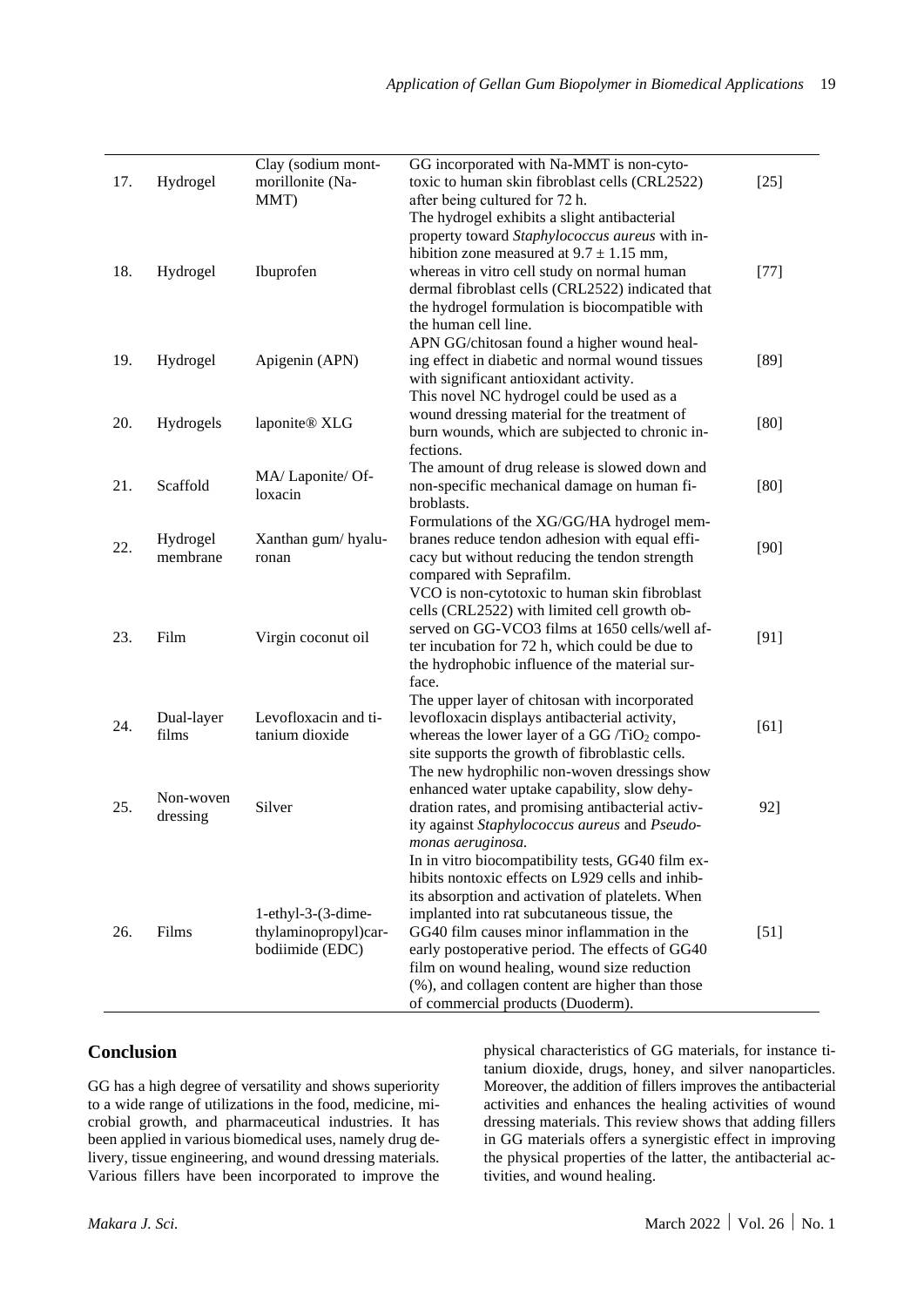| | | | | |
|---|---|---|---|---|
| 17. | Hydrogel | Clay (sodium montmorillonite (Na-MMT) | GG incorporated with Na-MMT is non-cytotoxic to human skin fibroblast cells (CRL2522) after being cultured for 72 h. | [25] |
| 18. | Hydrogel | Ibuprofen | The hydrogel exhibits a slight antibacterial property toward *Staphylococcus aureus* with inhibition zone measured at $9.7 \pm 1.15$ mm, whereas in vitro cell study on normal human dermal fibroblast cells (CRL2522) indicated that the hydrogel formulation is biocompatible with the human cell line. | [77] |
| 19. | Hydrogel | Apigenin (APN) | APN GG/chitosan found a higher wound healing effect in diabetic and normal wound tissues with significant antioxidant activity. | [89] |
| 20. | Hydrogels | laponite® XLG | This novel NC hydrogel could be used as a wound dressing material for the treatment of burn wounds, which are subjected to chronic infections. | [80] |
| 21. | Scaffold | MA/ Laponite/ Ofloxacin | The amount of drug release is slowed down and non-specific mechanical damage on human fibroblasts. | [80] |
| 22. | Hydrogel membrane | Xanthan gum/ hyaluronan | Formulations of the XG/GG/HA hydrogel membranes reduce tendon adhesion with equal efficacy but without reducing the tendon strength compared with Seprafilm. | [90] |
| 23. | Film | Virgin coconut oil | VCO is non-cytotoxic to human skin fibroblast cells (CRL2522) with limited cell growth observed on GG-VCO3 films at 1650 cells/well after incubation for 72 h, which could be due to the hydrophobic influence of the material surface. | [91] |
| 24. | Dual-layer films | Levofloxacin and titanium dioxide | The upper layer of chitosan with incorporated levofloxacin displays antibacterial activity, whereas the lower layer of a GG /$TiO_2$ composite supports the growth of fibroblastic cells. | [61] |
| 25. | Non-woven dressing | Silver | The new hydrophilic non-woven dressings show enhanced water uptake capability, slow dehydration rates, and promising antibacterial activity against *Staphylococcus aureus* and *Pseudomonas aeruginosa.* | 92] |
| 26. | Films | 1-ethyl-3-(3-dimethylaminopropyl)carbodiimide (EDC) | In in vitro biocompatibility tests, GG40 film exhibits nontoxic effects on L929 cells and inhibits absorption and activation of platelets. When implanted into rat subcutaneous tissue, the GG40 film causes minor inflammation in the early postoperative period. The effects of GG40 film on wound healing, wound size reduction (%), and collagen content are higher than those of commercial products (Duoderm). | [51] |

## Conclusion

GG has a high degree of versatility and shows superiority to a wide range of utilizations in the food, medicine, microbial growth, and pharmaceutical industries. It has been applied in various biomedical uses, namely drug delivery, tissue engineering, and wound dressing materials. Various fillers have been incorporated to improve the physical characteristics of GG materials, for instance titanium dioxide, drugs, honey, and silver nanoparticles. Moreover, the addition of fillers improves the antibacterial activities and enhances the healing activities of wound dressing materials. This review shows that adding fillers in GG materials offers a synergistic effect in improving the physical properties of the latter, the antibacterial activities, and wound healing.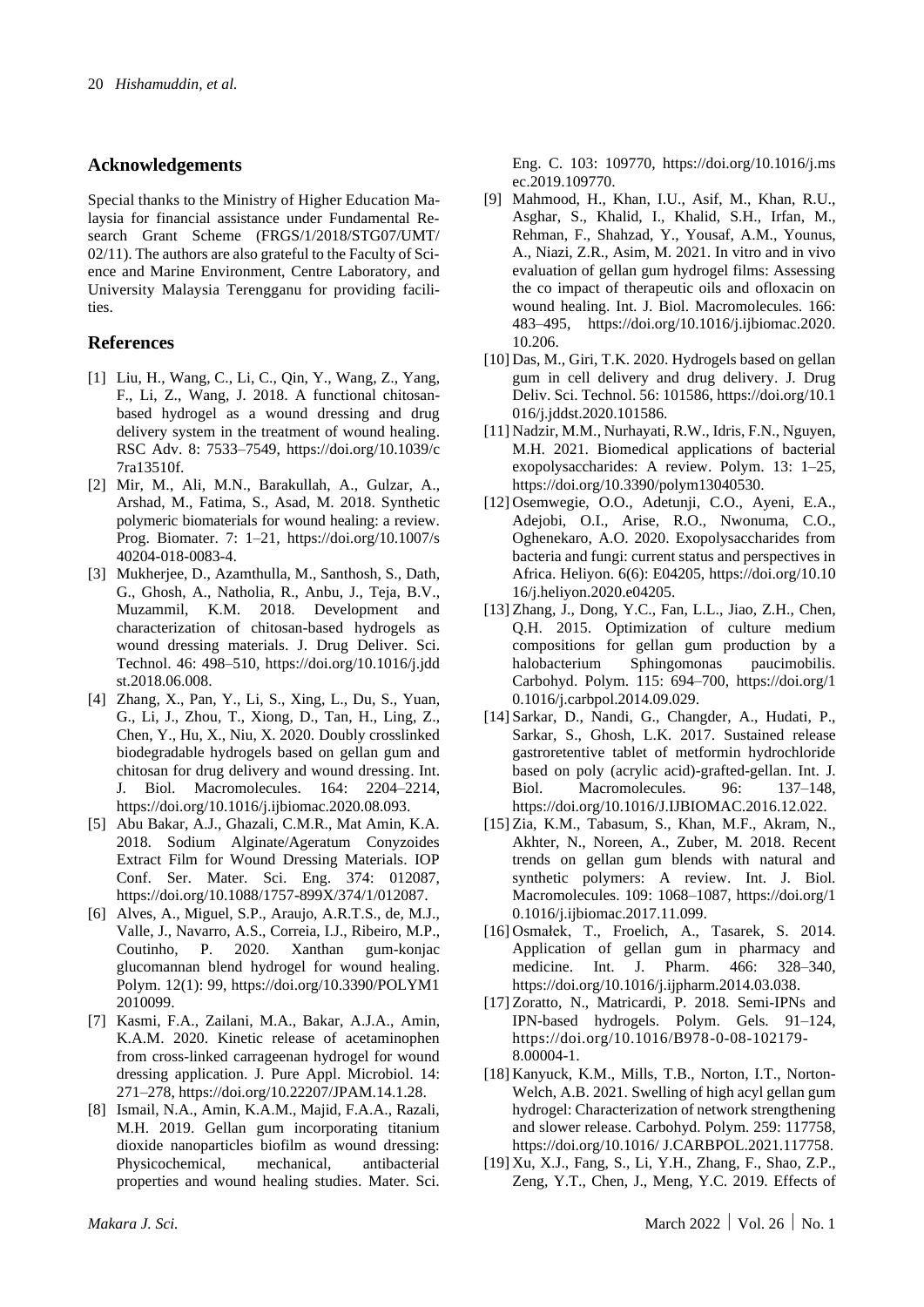## Acknowledgements

Special thanks to the Ministry of Higher Education Malaysia for financial assistance under Fundamental Research Grant Scheme (FRGS/1/2018/STG07/UMT/02/11). The authors are also grateful to the Faculty of Science and Marine Environment, Centre Laboratory, and University Malaysia Terengganu for providing facilities.

## References

[1] Liu, H., Wang, C., Li, C., Qin, Y., Wang, Z., Yang, F., Li, Z., Wang, J. 2018. A functional chitosan-based hydrogel as a wound dressing and drug delivery system in the treatment of wound healing. RSC Adv. 8: 7533–7549, https://doi.org/10.1039/c7ra13510f.

[2] Mir, M., Ali, M.N., Barakullah, A., Gulzar, A., Arshad, M., Fatima, S., Asad, M. 2018. Synthetic polymeric biomaterials for wound healing: a review. Prog. Biomater. 7: 1–21, https://doi.org/10.1007/s40204-018-0083-4.

[3] Mukherjee, D., Azamthulla, M., Santhosh, S., Dath, G., Ghosh, A., Natholia, R., Anbu, J., Teja, B.V., Muzammil, K.M. 2018. Development and characterization of chitosan-based hydrogels as wound dressing materials. J. Drug Deliver. Sci. Technol. 46: 498–510, https://doi.org/10.1016/j.jddst.2018.06.008.

[4] Zhang, X., Pan, Y., Li, S., Xing, L., Du, S., Yuan, G., Li, J., Zhou, T., Xiong, D., Tan, H., Ling, Z., Chen, Y., Hu, X., Niu, X. 2020. Doubly crosslinked biodegradable hydrogels based on gellan gum and chitosan for drug delivery and wound dressing. Int. J. Biol. Macromolecules. 164: 2204–2214, https://doi.org/10.1016/j.ijbiomac.2020.08.093.

[5] Abu Bakar, A.J., Ghazali, C.M.R., Mat Amin, K.A. 2018. Sodium Alginate/Ageratum Conyzoides Extract Film for Wound Dressing Materials. IOP Conf. Ser. Mater. Sci. Eng. 374: 012087, https://doi.org/10.1088/1757-899X/374/1/012087.

[6] Alves, A., Miguel, S.P., Araujo, A.R.T.S., de, M.J., Valle, J., Navarro, A.S., Correia, I.J., Ribeiro, M.P., Coutinho, P. 2020. Xanthan gum-konjac glucomannan blend hydrogel for wound healing. Polym. 12(1): 99, https://doi.org/10.3390/POLYM12010099.

[7] Kasmi, F.A., Zailani, M.A., Bakar, A.J.A., Amin, K.A.M. 2020. Kinetic release of acetaminophen from cross-linked carrageenan hydrogel for wound dressing application. J. Pure Appl. Microbiol. 14: 271–278, https://doi.org/10.22207/JPAM.14.1.28.

[8] Ismail, N.A., Amin, K.A.M., Majid, F.A.A., Razali, M.H. 2019. Gellan gum incorporating titanium dioxide nanoparticles biofilm as wound dressing: Physicochemical, mechanical, antibacterial properties and wound healing studies. Mater. Sci. Eng. C. 103: 109770, https://doi.org/10.1016/j.msec.2019.109770.

[9] Mahmood, H., Khan, I.U., Asif, M., Khan, R.U., Asghar, S., Khalid, I., Khalid, S.H., Irfan, M., Rehman, F., Shahzad, Y., Yousaf, A.M., Younus, A., Niazi, Z.R., Asim, M. 2021. In vitro and in vivo evaluation of gellan gum hydrogel films: Assessing the co impact of therapeutic oils and ofloxacin on wound healing. Int. J. Biol. Macromolecules. 166: 483–495, https://doi.org/10.1016/j.ijbiomac.2020.10.206.

[10] Das, M., Giri, T.K. 2020. Hydrogels based on gellan gum in cell delivery and drug delivery. J. Drug Deliv. Sci. Technol. 56: 101586, https://doi.org/10.1016/j.jddst.2020.101586.

[11] Nadzir, M.M., Nurhayati, R.W., Idris, F.N., Nguyen, M.H. 2021. Biomedical applications of bacterial exopolysaccharides: A review. Polym. 13: 1–25, https://doi.org/10.3390/polym13040530.

[12] Osemwegie, O.O., Adetunji, C.O., Ayeni, E.A., Adejobi, O.I., Arise, R.O., Nwonuma, C.O., Oghenekaro, A.O. 2020. Exopolysaccharides from bacteria and fungi: current status and perspectives in Africa. Heliyon. 6(6): E04205, https://doi.org/10.1016/j.heliyon.2020.e04205.

[13] Zhang, J., Dong, Y.C., Fan, L.L., Jiao, Z.H., Chen, Q.H. 2015. Optimization of culture medium compositions for gellan gum production by a halobacterium Sphingomonas paucimobilis. Carbohyd. Polym. 115: 694–700, https://doi.org/10.1016/j.carbpol.2014.09.029.

[14] Sarkar, D., Nandi, G., Changder, A., Hudati, P., Sarkar, S., Ghosh, L.K. 2017. Sustained release gastroretentive tablet of metformin hydrochloride based on poly (acrylic acid)-grafted-gellan. Int. J. Biol. Macromolecules. 96: 137–148, https://doi.org/10.1016/J.IJBIOMAC.2016.12.022.

[15] Zia, K.M., Tabasum, S., Khan, M.F., Akram, N., Akhter, N., Noreen, A., Zuber, M. 2018. Recent trends on gellan gum blends with natural and synthetic polymers: A review. Int. J. Biol. Macromolecules. 109: 1068–1087, https://doi.org/10.1016/j.ijbiomac.2017.11.099.

[16] Osmałek, T., Froelich, A., Tasarek, S. 2014. Application of gellan gum in pharmacy and medicine. Int. J. Pharm. 466: 328–340, https://doi.org/10.1016/j.ijpharm.2014.03.038.

[17] Zoratto, N., Matricardi, P. 2018. Semi-IPNs and IPN-based hydrogels. Polym. Gels. 91–124, https://doi.org/10.1016/B978-0-08-102179-8.00004-1.

[18] Kanyuck, K.M., Mills, T.B., Norton, I.T., Norton-Welch, A.B. 2021. Swelling of high acyl gellan gum hydrogel: Characterization of network strengthening and slower release. Carbohyd. Polym. 259: 117758, https://doi.org/10.1016/ J.CARBPOL.2021.117758.

[19] Xu, X.J., Fang, S., Li, Y.H., Zhang, F., Shao, Z.P., Zeng, Y.T., Chen, J., Meng, Y.C. 2019. Effects of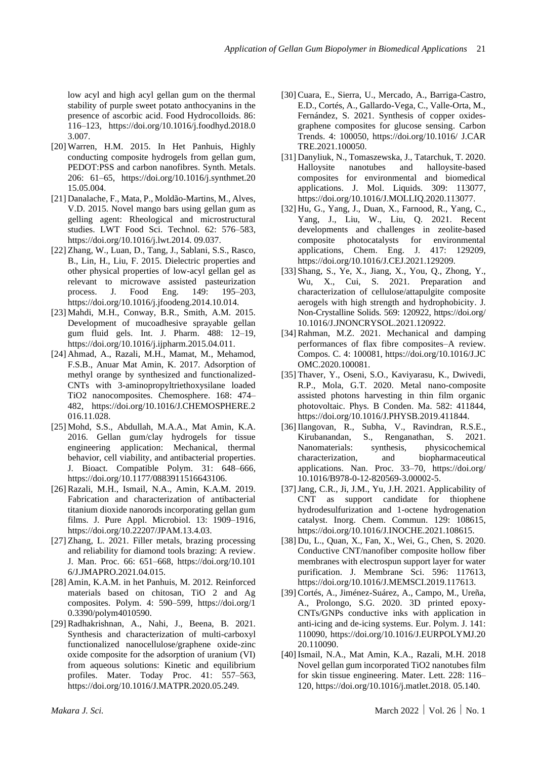low acyl and high acyl gellan gum on the thermal stability of purple sweet potato anthocyanins in the presence of ascorbic acid. Food Hydrocolloids. 86: 116–123, https://doi.org/10.1016/j.foodhyd.2018.03.007.

[20] Warren, H.M. 2015. In Het Panhuis, Highly conducting composite hydrogels from gellan gum, PEDOT:PSS and carbon nanofibres. Synth. Metals. 206: 61–65, https://doi.org/10.1016/j.synthmet.2015.05.004.

[21] Danalache, F., Mata, P., Moldão-Martins, M., Alves, V.D. 2015. Novel mango bars using gellan gum as gelling agent: Rheological and microstructural studies. LWT Food Sci. Technol. 62: 576–583, https://doi.org/10.1016/j.lwt.2014. 09.037.

[22] Zhang, W., Luan, D., Tang, J., Sablani, S.S., Rasco, B., Lin, H., Liu, F. 2015. Dielectric properties and other physical properties of low-acyl gellan gel as relevant to microwave assisted pasteurization process. J. Food Eng. 149: 195–203, https://doi.org/10.1016/j.jfoodeng.2014.10.014.

[23] Mahdi, M.H., Conway, B.R., Smith, A.M. 2015. Development of mucoadhesive sprayable gellan gum fluid gels. Int. J. Pharm. 488: 12–19, https://doi.org/10.1016/j.ijpharm.2015.04.011.

[24] Ahmad, A., Razali, M.H., Mamat, M., Mehamod, F.S.B., Anuar Mat Amin, K. 2017. Adsorption of methyl orange by synthesized and functionalized-CNTs with 3-aminopropyltriethoxysilane loaded TiO2 nanocomposites. Chemosphere. 168: 474–482, https://doi.org/10.1016/J.CHEMOSPHERE.2016.11.028.

[25] Mohd, S.S., Abdullah, M.A.A., Mat Amin, K.A. 2016. Gellan gum/clay hydrogels for tissue engineering application: Mechanical, thermal behavior, cell viability, and antibacterial properties. J. Bioact. Compatible Polym. 31: 648–666, https://doi.org/10.1177/0883911516643106.

[26] Razali, M.H., Ismail, N.A., Amin, K.A.M. 2019. Fabrication and characterization of antibacterial titanium dioxide nanorods incorporating gellan gum films. J. Pure Appl. Microbiol. 13: 1909–1916, https://doi.org/10.22207/JPAM.13.4.03.

[27] Zhang, L. 2021. Filler metals, brazing processing and reliability for diamond tools brazing: A review. J. Man. Proc. 66: 651–668, https://doi.org/10.1016/J.JMAPRO.2021.04.015.

[28] Amin, K.A.M. in het Panhuis, M. 2012. Reinforced materials based on chitosan, TiO 2 and Ag composites. Polym. 4: 590–599, https://doi.org/10.3390/polym4010590.

[29] Radhakrishnan, A., Nahi, J., Beena, B. 2021. Synthesis and characterization of multi-carboxyl functionalized nanocellulose/graphene oxide-zinc oxide composite for the adsorption of uranium (VI) from aqueous solutions: Kinetic and equilibrium profiles. Mater. Today Proc. 41: 557–563, https://doi.org/10.1016/J.MATPR.2020.05.249.

[30] Cuara, E., Sierra, U., Mercado, A., Barriga-Castro, E.D., Cortés, A., Gallardo-Vega, C., Valle-Orta, M., Fernández, S. 2021. Synthesis of copper oxides-graphene composites for glucose sensing. Carbon Trends. 4: 100050, https://doi.org/10.1016/ J.CARTRE.2021.100050.

[31] Danyliuk, N., Tomaszewska, J., Tatarchuk, T. 2020. Halloysite nanotubes and halloysite-based composites for environmental and biomedical applications. J. Mol. Liquids. 309: 113077, https://doi.org/10.1016/J.MOLLIQ.2020.113077.

[32] Hu, G., Yang, J., Duan, X., Farnood, R., Yang, C., Yang, J., Liu, W., Liu, Q. 2021. Recent developments and challenges in zeolite-based composite photocatalysts for environmental applications, Chem. Eng. J. 417: 129209, https://doi.org/10.1016/J.CEJ.2021.129209.

[33] Shang, S., Ye, X., Jiang, X., You, Q., Zhong, Y., Wu, X., Cui, S. 2021. Preparation and characterization of cellulose/attapulgite composite aerogels with high strength and hydrophobicity. J. Non-Crystalline Solids. 569: 120922, https://doi.org/ 10.1016/J.JNONCRYSOL.2021.120922.

[34] Rahman, M.Z. 2021. Mechanical and damping performances of flax fibre composites–A review. Compos. C. 4: 100081, https://doi.org/10.1016/J.JCOMC.2020.100081.

[35] Thaver, Y., Oseni, S.O., Kaviyarasu, K., Dwivedi, R.P., Mola, G.T. 2020. Metal nano-composite assisted photons harvesting in thin film organic photovoltaic. Phys. B Conden. Ma. 582: 411844, https://doi.org/10.1016/J.PHYSB.2019.411844.

[36] Ilangovan, R., Subha, V., Ravindran, R.S.E., Kirubanandan, S., Renganathan, S. 2021. Nanomaterials: synthesis, physicochemical characterization, and biopharmaceutical applications. Nan. Proc. 33–70, https://doi.org/ 10.1016/B978-0-12-820569-3.00002-5.

[37] Jang, C.R., Ji, J.M., Yu, J.H. 2021. Applicability of CNT as support candidate for thiophene hydrodesulfurization and 1-octene hydrogenation catalyst. Inorg. Chem. Commun. 129: 108615, https://doi.org/10.1016/J.INOCHE.2021.108615.

[38] Du, L., Quan, X., Fan, X., Wei, G., Chen, S. 2020. Conductive CNT/nanofiber composite hollow fiber membranes with electrospun support layer for water purification. J. Membrane Sci. 596: 117613, https://doi.org/10.1016/J.MEMSCI.2019.117613.

[39] Cortés, A., Jiménez-Suárez, A., Campo, M., Ureña, A., Prolongo, S.G. 2020. 3D printed epoxy-CNTs/GNPs conductive inks with application in anti-icing and de-icing systems. Eur. Polym. J. 141: 110090, https://doi.org/10.1016/J.EURPOLYMJ.2020.110090.

[40] Ismail, N.A., Mat Amin, K.A., Razali, M.H. 2018 Novel gellan gum incorporated TiO2 nanotubes film for skin tissue engineering. Mater. Lett. 228: 116–120, https://doi.org/10.1016/j.matlet.2018. 05.140.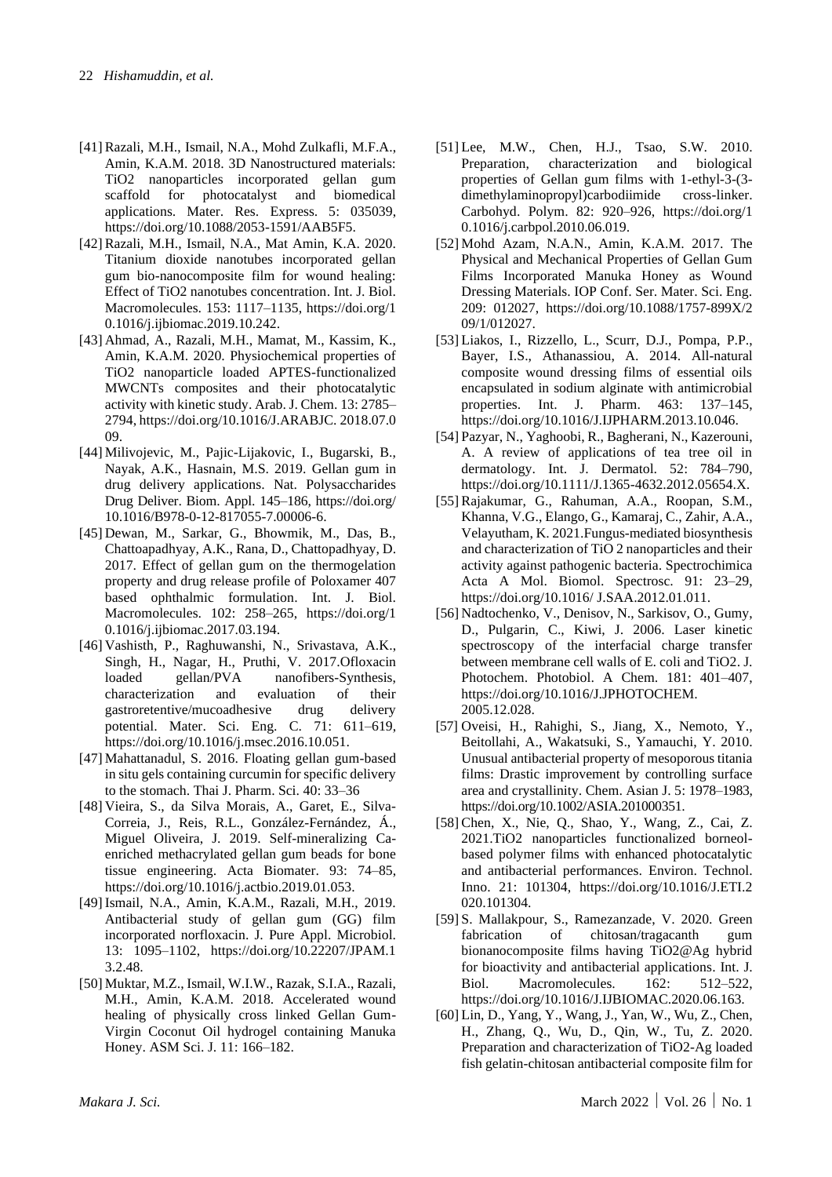[41] Razali, M.H., Ismail, N.A., Mohd Zulkafli, M.F.A., Amin, K.A.M. 2018. 3D Nanostructured materials: TiO2 nanoparticles incorporated gellan gum scaffold for photocatalyst and biomedical applications. Mater. Res. Express. 5: 035039, https://doi.org/10.1088/2053-1591/AAB5F5.

[42] Razali, M.H., Ismail, N.A., Mat Amin, K.A. 2020. Titanium dioxide nanotubes incorporated gellan gum bio-nanocomposite film for wound healing: Effect of TiO2 nanotubes concentration. Int. J. Biol. Macromolecules. 153: 1117–1135, https://doi.org/10.1016/j.ijbiomac.2019.10.242.

[43] Ahmad, A., Razali, M.H., Mamat, M., Kassim, K., Amin, K.A.M. 2020. Physiochemical properties of TiO2 nanoparticle loaded APTES-functionalized MWCNTs composites and their photocatalytic activity with kinetic study. Arab. J. Chem. 13: 2785–2794, https://doi.org/10.1016/J.ARABJC. 2018.07.009.

[44] Milivojevic, M., Pajic-Lijakovic, I., Bugarski, B., Nayak, A.K., Hasnain, M.S. 2019. Gellan gum in drug delivery applications. Nat. Polysaccharides Drug Deliver. Biom. Appl. 145–186, https://doi.org/10.1016/B978-0-12-817055-7.00006-6.

[45] Dewan, M., Sarkar, G., Bhowmik, M., Das, B., Chattoapadhyay, A.K., Rana, D., Chattopadhyay, D. 2017. Effect of gellan gum on the thermogelation property and drug release profile of Poloxamer 407 based ophthalmic formulation. Int. J. Biol. Macromolecules. 102: 258–265, https://doi.org/10.1016/j.ijbiomac.2017.03.194.

[46] Vashisth, P., Raghuwanshi, N., Srivastava, A.K., Singh, H., Nagar, H., Pruthi, V. 2017.Ofloxacin loaded gellan/PVA nanofibers-Synthesis, characterization and evaluation of their gastroretentive/mucoadhesive drug delivery potential. Mater. Sci. Eng. C. 71: 611–619, https://doi.org/10.1016/j.msec.2016.10.051.

[47] Mahattanadul, S. 2016. Floating gellan gum-based in situ gels containing curcumin for specific delivery to the stomach. Thai J. Pharm. Sci. 40: 33–36

[48] Vieira, S., da Silva Morais, A., Garet, E., Silva-Correia, J., Reis, R.L., González-Fernández, Á., Miguel Oliveira, J. 2019. Self-mineralizing Ca-enriched methacrylated gellan gum beads for bone tissue engineering. Acta Biomater. 93: 74–85, https://doi.org/10.1016/j.actbio.2019.01.053.

[49] Ismail, N.A., Amin, K.A.M., Razali, M.H., 2019. Antibacterial study of gellan gum (GG) film incorporated norfloxacin. J. Pure Appl. Microbiol. 13: 1095–1102, https://doi.org/10.22207/JPAM.13.2.48.

[50] Muktar, M.Z., Ismail, W.I.W., Razak, S.I.A., Razali, M.H., Amin, K.A.M. 2018. Accelerated wound healing of physically cross linked Gellan Gum-Virgin Coconut Oil hydrogel containing Manuka Honey. ASM Sci. J. 11: 166–182.

[51] Lee, M.W., Chen, H.J., Tsao, S.W. 2010. Preparation, characterization and biological properties of Gellan gum films with 1-ethyl-3-(3-dimethylaminopropyl)carbodiimide cross-linker. Carbohyd. Polym. 82: 920–926, https://doi.org/10.1016/j.carbpol.2010.06.019.

[52] Mohd Azam, N.A.N., Amin, K.A.M. 2017. The Physical and Mechanical Properties of Gellan Gum Films Incorporated Manuka Honey as Wound Dressing Materials. IOP Conf. Ser. Mater. Sci. Eng. 209: 012027, https://doi.org/10.1088/1757-899X/209/1/012027.

[53] Liakos, I., Rizzello, L., Scurr, D.J., Pompa, P.P., Bayer, I.S., Athanassiou, A. 2014. All-natural composite wound dressing films of essential oils encapsulated in sodium alginate with antimicrobial properties. Int. J. Pharm. 463: 137–145, https://doi.org/10.1016/J.IJPHARM.2013.10.046.

[54] Pazyar, N., Yaghoobi, R., Bagherani, N., Kazerouni, A. A review of applications of tea tree oil in dermatology. Int. J. Dermatol. 52: 784–790, https://doi.org/10.1111/J.1365-4632.2012.05654.X.

[55] Rajakumar, G., Rahuman, A.A., Roopan, S.M., Khanna, V.G., Elango, G., Kamaraj, C., Zahir, A.A., Velayutham, K. 2021.Fungus-mediated biosynthesis and characterization of TiO 2 nanoparticles and their activity against pathogenic bacteria. Spectrochimica Acta A Mol. Biomol. Spectrosc. 91: 23–29, https://doi.org/10.1016/ J.SAA.2012.01.011.

[56] Nadtochenko, V., Denisov, N., Sarkisov, O., Gumy, D., Pulgarin, C., Kiwi, J. 2006. Laser kinetic spectroscopy of the interfacial charge transfer between membrane cell walls of E. coli and TiO2. J. Photochem. Photobiol. A Chem. 181: 401–407, https://doi.org/10.1016/J.JPHOTOCHEM. 2005.12.028.

[57] Oveisi, H., Rahighi, S., Jiang, X., Nemoto, Y., Beitollahi, A., Wakatsuki, S., Yamauchi, Y. 2010. Unusual antibacterial property of mesoporous titania films: Drastic improvement by controlling surface area and crystallinity. Chem. Asian J. 5: 1978–1983, https://doi.org/10.1002/ASIA.201000351.

[58] Chen, X., Nie, Q., Shao, Y., Wang, Z., Cai, Z. 2021.TiO2 nanoparticles functionalized borneol-based polymer films with enhanced photocatalytic and antibacterial performances. Environ. Technol. Inno. 21: 101304, https://doi.org/10.1016/J.ETI.2020.101304.

[59] S. Mallakpour, S., Ramezanzade, V. 2020. Green fabrication of chitosan/tragacanth gum bionanocomposite films having TiO2@Ag hybrid for bioactivity and antibacterial applications. Int. J. Biol. Macromolecules. 162: 512–522, https://doi.org/10.1016/J.IJBIOMAC.2020.06.163.

[60] Lin, D., Yang, Y., Wang, J., Yan, W., Wu, Z., Chen, H., Zhang, Q., Wu, D., Qin, W., Tu, Z. 2020. Preparation and characterization of TiO2-Ag loaded fish gelatin-chitosan antibacterial composite film for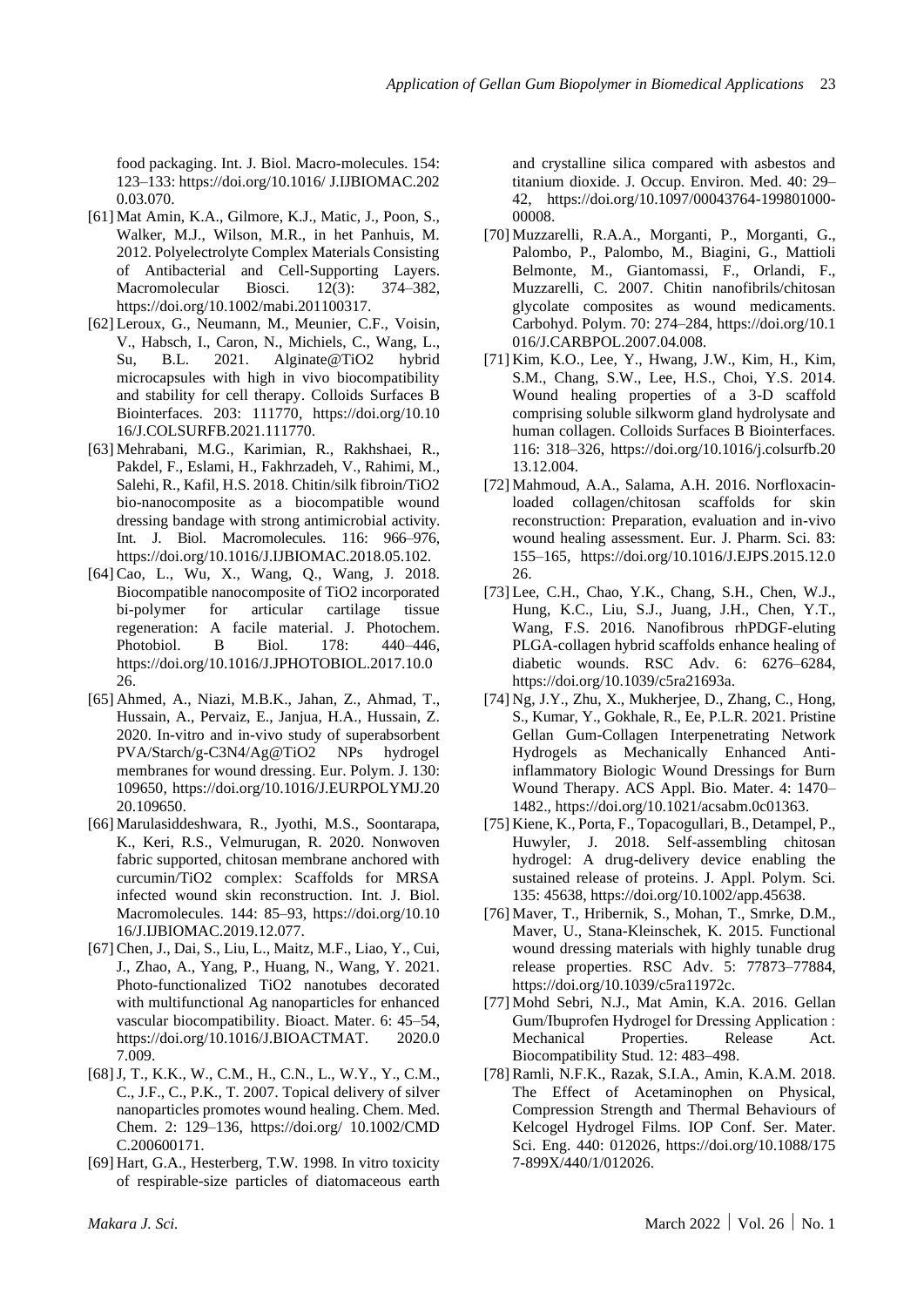food packaging. Int. J. Biol. Macro-molecules. 154: 123–133: https://doi.org/10.1016/ J.IJBIOMAC.2020.03.070.

[61] Mat Amin, K.A., Gilmore, K.J., Matic, J., Poon, S., Walker, M.J., Wilson, M.R., in het Panhuis, M. 2012. Polyelectrolyte Complex Materials Consisting of Antibacterial and Cell-Supporting Layers. Macromolecular Biosci. 12(3): 374–382, https://doi.org/10.1002/mabi.201100317.

[62] Leroux, G., Neumann, M., Meunier, C.F., Voisin, V., Habsch, I., Caron, N., Michiels, C., Wang, L., Su, B.L. 2021. Alginate@TiO2 hybrid microcapsules with high in vivo biocompatibility and stability for cell therapy. Colloids Surfaces B Biointerfaces. 203: 111770, https://doi.org/10.1016/J.COLSURFB.2021.111770.

[63] Mehrabani, M.G., Karimian, R., Rakhshaei, R., Pakdel, F., Eslami, H., Fakhrzadeh, V., Rahimi, M., Salehi, R., Kafil, H.S. 2018. Chitin/silk fibroin/TiO2 bio-nanocomposite as a biocompatible wound dressing bandage with strong antimicrobial activity. Int. J. Biol. Macromolecules. 116: 966–976, https://doi.org/10.1016/J.IJBIOMAC.2018.05.102.

[64] Cao, L., Wu, X., Wang, Q., Wang, J. 2018. Biocompatible nanocomposite of TiO2 incorporated bi-polymer for articular cartilage tissue regeneration: A facile material. J. Photochem. Photobiol. B Biol. 178: 440–446, https://doi.org/10.1016/J.JPHOTOBIOL.2017.10.026.

[65] Ahmed, A., Niazi, M.B.K., Jahan, Z., Ahmad, T., Hussain, A., Pervaiz, E., Janjua, H.A., Hussain, Z. 2020. In-vitro and in-vivo study of superabsorbent PVA/Starch/g-C3N4/Ag@TiO2 NPs hydrogel membranes for wound dressing. Eur. Polym. J. 130: 109650, https://doi.org/10.1016/J.EURPOLYMJ.2020.109650.

[66] Marulasiddeshwara, R., Jyothi, M.S., Soontarapa, K., Keri, R.S., Velmurugan, R. 2020. Nonwoven fabric supported, chitosan membrane anchored with curcumin/TiO2 complex: Scaffolds for MRSA infected wound skin reconstruction. Int. J. Biol. Macromolecules. 144: 85–93, https://doi.org/10.1016/J.IJBIOMAC.2019.12.077.

[67] Chen, J., Dai, S., Liu, L., Maitz, M.F., Liao, Y., Cui, J., Zhao, A., Yang, P., Huang, N., Wang, Y. 2021. Photo-functionalized TiO2 nanotubes decorated with multifunctional Ag nanoparticles for enhanced vascular biocompatibility. Bioact. Mater. 6: 45–54, https://doi.org/10.1016/J.BIOACTMAT. 2020.07.009.

[68] J, T., K.K., W., C.M., H., C.N., L., W.Y., Y., C.M., C., J.F., C., P.K., T. 2007. Topical delivery of silver nanoparticles promotes wound healing. Chem. Med. Chem. 2: 129–136, https://doi.org/ 10.1002/CMDC.200600171.

[69] Hart, G.A., Hesterberg, T.W. 1998. In vitro toxicity of respirable-size particles of diatomaceous earth and crystalline silica compared with asbestos and titanium dioxide. J. Occup. Environ. Med. 40: 29–42, https://doi.org/10.1097/00043764-199801000-00008.

[70] Muzzarelli, R.A.A., Morganti, P., Morganti, G., Palombo, P., Palombo, M., Biagini, G., Mattioli Belmonte, M., Giantomassi, F., Orlandi, F., Muzzarelli, C. 2007. Chitin nanofibrils/chitosan glycolate composites as wound medicaments. Carbohyd. Polym. 70: 274–284, https://doi.org/10.1016/J.CARBPOL.2007.04.008.

[71] Kim, K.O., Lee, Y., Hwang, J.W., Kim, H., Kim, S.M., Chang, S.W., Lee, H.S., Choi, Y.S. 2014. Wound healing properties of a 3-D scaffold comprising soluble silkworm gland hydrolysate and human collagen. Colloids Surfaces B Biointerfaces. 116: 318–326, https://doi.org/10.1016/j.colsurfb.2013.12.004.

[72] Mahmoud, A.A., Salama, A.H. 2016. Norfloxacin-loaded collagen/chitosan scaffolds for skin reconstruction: Preparation, evaluation and in-vivo wound healing assessment. Eur. J. Pharm. Sci. 83: 155–165, https://doi.org/10.1016/J.EJPS.2015.12.026.

[73] Lee, C.H., Chao, Y.K., Chang, S.H., Chen, W.J., Hung, K.C., Liu, S.J., Juang, J.H., Chen, Y.T., Wang, F.S. 2016. Nanofibrous rhPDGF-eluting PLGA-collagen hybrid scaffolds enhance healing of diabetic wounds. RSC Adv. 6: 6276–6284, https://doi.org/10.1039/c5ra21693a.

[74] Ng, J.Y., Zhu, X., Mukherjee, D., Zhang, C., Hong, S., Kumar, Y., Gokhale, R., Ee, P.L.R. 2021. Pristine Gellan Gum-Collagen Interpenetrating Network Hydrogels as Mechanically Enhanced Anti-inflammatory Biologic Wound Dressings for Burn Wound Therapy. ACS Appl. Bio. Mater. 4: 1470–1482., https://doi.org/10.1021/acsabm.0c01363.

[75] Kiene, K., Porta, F., Topacogullari, B., Detampel, P., Huwyler, J. 2018. Self-assembling chitosan hydrogel: A drug-delivery device enabling the sustained release of proteins. J. Appl. Polym. Sci. 135: 45638, https://doi.org/10.1002/app.45638.

[76] Maver, T., Hribernik, S., Mohan, T., Smrke, D.M., Maver, U., Stana-Kleinschek, K. 2015. Functional wound dressing materials with highly tunable drug release properties. RSC Adv. 5: 77873–77884, https://doi.org/10.1039/c5ra11972c.

[77] Mohd Sebri, N.J., Mat Amin, K.A. 2016. Gellan Gum/Ibuprofen Hydrogel for Dressing Application : Mechanical Properties. Release Act. Biocompatibility Stud. 12: 483–498.

[78] Ramli, N.F.K., Razak, S.I.A., Amin, K.A.M. 2018. The Effect of Acetaminophen on Physical, Compression Strength and Thermal Behaviours of Kelcogel Hydrogel Films. IOP Conf. Ser. Mater. Sci. Eng. 440: 012026, https://doi.org/10.1088/1757-899X/440/1/012026.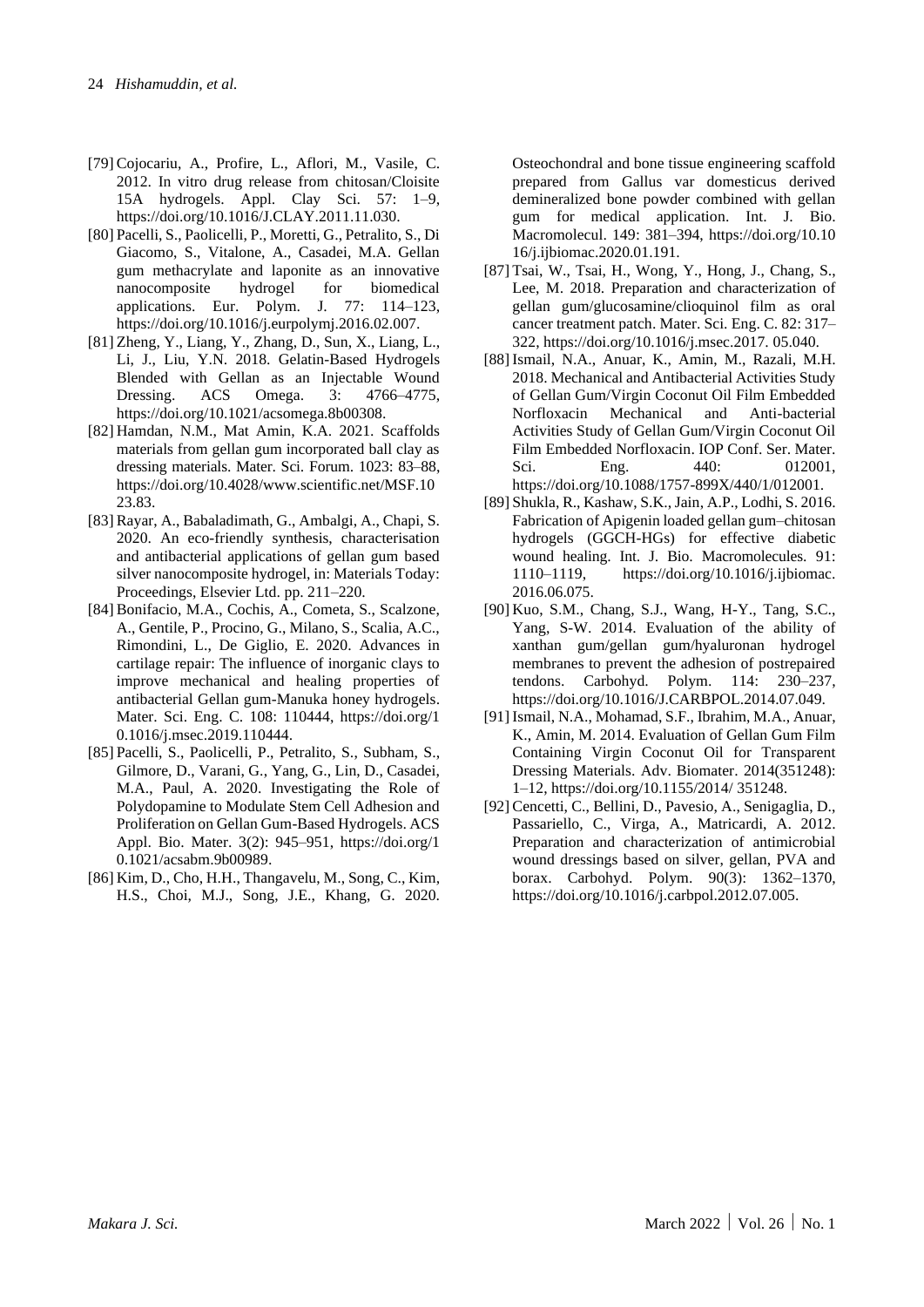[79] Cojocariu, A., Profire, L., Aflori, M., Vasile, C. 2012. In vitro drug release from chitosan/Cloisite 15A hydrogels. Appl. Clay Sci. 57: 1–9, https://doi.org/10.1016/J.CLAY.2011.11.030.

[80] Pacelli, S., Paolicelli, P., Moretti, G., Petralito, S., Di Giacomo, S., Vitalone, A., Casadei, M.A. Gellan gum methacrylate and laponite as an innovative nanocomposite hydrogel for biomedical applications. Eur. Polym. J. 77: 114–123, https://doi.org/10.1016/j.eurpolymj.2016.02.007.

[81] Zheng, Y., Liang, Y., Zhang, D., Sun, X., Liang, L., Li, J., Liu, Y.N. 2018. Gelatin-Based Hydrogels Blended with Gellan as an Injectable Wound Dressing. ACS Omega. 3: 4766–4775, https://doi.org/10.1021/acsomega.8b00308.

[82] Hamdan, N.M., Mat Amin, K.A. 2021. Scaffolds materials from gellan gum incorporated ball clay as dressing materials. Mater. Sci. Forum. 1023: 83–88, https://doi.org/10.4028/www.scientific.net/MSF.1023.83.

[83] Rayar, A., Babaladimath, G., Ambalgi, A., Chapi, S. 2020. An eco-friendly synthesis, characterisation and antibacterial applications of gellan gum based silver nanocomposite hydrogel, in: Materials Today: Proceedings, Elsevier Ltd. pp. 211–220.

[84] Bonifacio, M.A., Cochis, A., Cometa, S., Scalzone, A., Gentile, P., Procino, G., Milano, S., Scalia, A.C., Rimondini, L., De Giglio, E. 2020. Advances in cartilage repair: The influence of inorganic clays to improve mechanical and healing properties of antibacterial Gellan gum-Manuka honey hydrogels. Mater. Sci. Eng. C. 108: 110444, https://doi.org/10.1016/j.msec.2019.110444.

[85] Pacelli, S., Paolicelli, P., Petralito, S., Subham, S., Gilmore, D., Varani, G., Yang, G., Lin, D., Casadei, M.A., Paul, A. 2020. Investigating the Role of Polydopamine to Modulate Stem Cell Adhesion and Proliferation on Gellan Gum-Based Hydrogels. ACS Appl. Bio. Mater. 3(2): 945–951, https://doi.org/10.1021/acsabm.9b00989.

[86] Kim, D., Cho, H.H., Thangavelu, M., Song, C., Kim, H.S., Choi, M.J., Song, J.E., Khang, G. 2020. Osteochondral and bone tissue engineering scaffold prepared from Gallus var domesticus derived demineralized bone powder combined with gellan gum for medical application. Int. J. Bio. Macromolecul. 149: 381–394, https://doi.org/10.1016/j.ijbiomac.2020.01.191.

[87] Tsai, W., Tsai, H., Wong, Y., Hong, J., Chang, S., Lee, M. 2018. Preparation and characterization of gellan gum/glucosamine/clioquinol film as oral cancer treatment patch. Mater. Sci. Eng. C. 82: 317–322, https://doi.org/10.1016/j.msec.2017. 05.040.

[88] Ismail, N.A., Anuar, K., Amin, M., Razali, M.H. 2018. Mechanical and Antibacterial Activities Study of Gellan Gum/Virgin Coconut Oil Film Embedded Norfloxacin Mechanical and Anti-bacterial Activities Study of Gellan Gum/Virgin Coconut Oil Film Embedded Norfloxacin. IOP Conf. Ser. Mater. Sci. Eng. 440: 012001, https://doi.org/10.1088/1757-899X/440/1/012001.

[89] Shukla, R., Kashaw, S.K., Jain, A.P., Lodhi, S. 2016. Fabrication of Apigenin loaded gellan gum–chitosan hydrogels (GGCH-HGs) for effective diabetic wound healing. Int. J. Bio. Macromolecules. 91: 1110–1119, https://doi.org/10.1016/j.ijbiomac. 2016.06.075.

[90] Kuo, S.M., Chang, S.J., Wang, H-Y., Tang, S.C., Yang, S-W. 2014. Evaluation of the ability of xanthan gum/gellan gum/hyaluronan hydrogel membranes to prevent the adhesion of postrepaired tendons. Carbohyd. Polym. 114: 230–237, https://doi.org/10.1016/J.CARBPOL.2014.07.049.

[91] Ismail, N.A., Mohamad, S.F., Ibrahim, M.A., Anuar, K., Amin, M. 2014. Evaluation of Gellan Gum Film Containing Virgin Coconut Oil for Transparent Dressing Materials. Adv. Biomater. 2014(351248): 1–12, https://doi.org/10.1155/2014/ 351248.

[92] Cencetti, C., Bellini, D., Pavesio, A., Senigaglia, D., Passariello, C., Virga, A., Matricardi, A. 2012. Preparation and characterization of antimicrobial wound dressings based on silver, gellan, PVA and borax. Carbohyd. Polym. 90(3): 1362–1370, https://doi.org/10.1016/j.carbpol.2012.07.005.